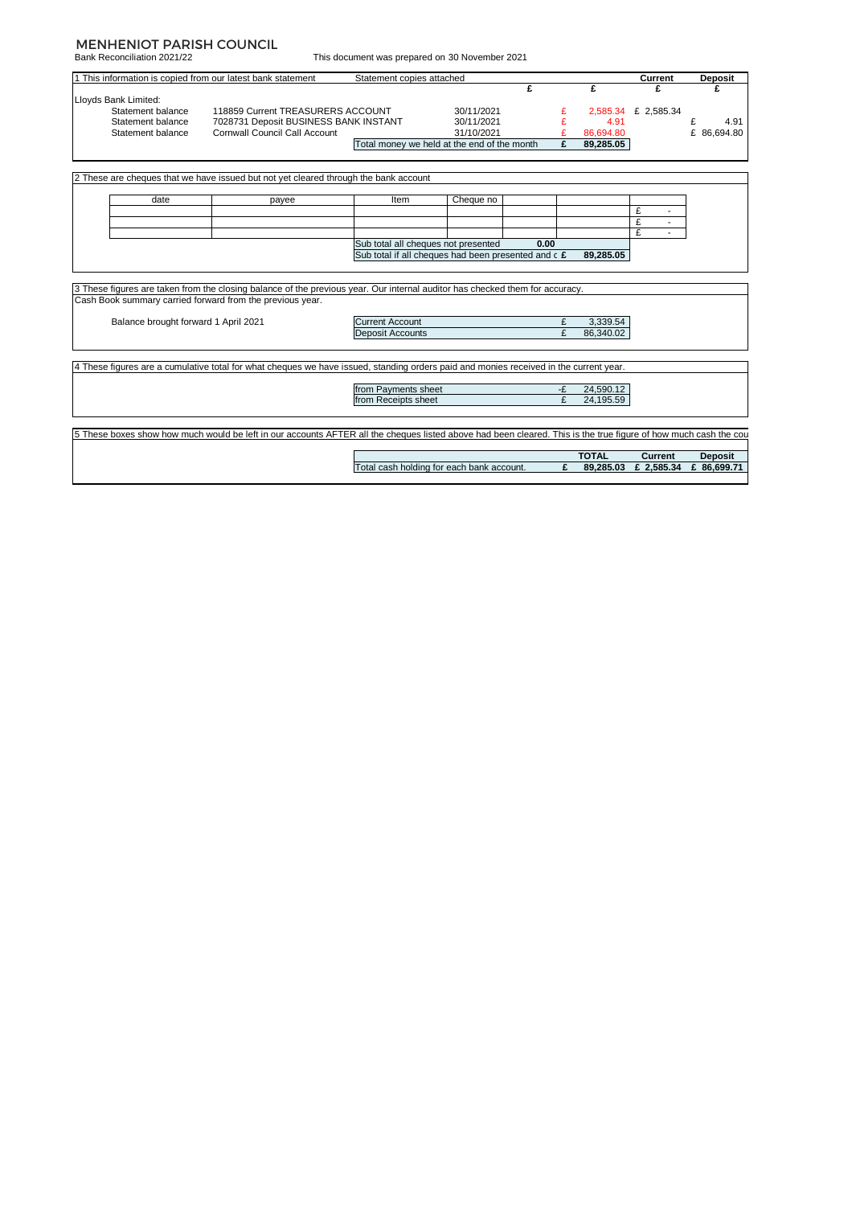# MENHENIOT PARISH COUNCIL

Bank Reconciliation 2021/22

This document was prepared on 30 November 2021

1 This information is copied from our latest bank statement — Statement copies attached

| | | | £ | £ | Current £ | Deposit £ |
|---|---|---|---|---|---|---|
| Lloyds Bank Limited: | | | | | | |
| Statement balance | 118859 Current TREASURERS ACCOUNT | 30/11/2021 | £ | 2,585.34 | £ 2,585.34 | |
| Statement balance | 7028731 Deposit BUSINESS BANK INSTANT | 30/11/2021 | £ | 4.91 | | £ 4.91 |
| Statement balance | Cornwall Council Call Account | 31/10/2021 | £ | 86,694.80 | | £ 86,694.80 |
| | Total money we held at the end of the month | | £ | 89,285.05 | | |

2 These are cheques that we have issued but not yet cleared through the bank account

| date | payee | Item | Cheque no | | | |
|---|---|---|---|---|---|---|
| | | | | | | £ - |
| | | | | | | £ - |
| | | | | | | £ - |
| | | Sub total all cheques not presented | | 0.00 | | |
| | | Sub total if all cheques had been presented and c | | £ | 89,285.05 | |

3 These figures are taken from the closing balance of the previous year. Our internal auditor has checked them for accuracy.
Cash Book summary carried forward from the previous year.

| Balance brought forward 1 April 2021 | | | |
|---|---|---|---|
| | Current Account | £ | 3,339.54 |
| | Deposit Accounts | £ | 86,340.02 |

4 These figures are a cumulative total for what cheques we have issued, standing orders paid and monies received in the current year.

| | | |
|---|---|---|
| from Payments sheet | -£ | 24,590.12 |
| from Receipts sheet | £ | 24,195.59 |

5 These boxes show how much would be left in our accounts AFTER all the cheques listed above had been cleared. This is the true figure of how much cash the cou

| | | TOTAL | Current | Deposit |
|---|---|---|---|---|
| Total cash holding for each bank account. | £ | 89,285.03 | £ 2,585.34 | £ 86,699.71 |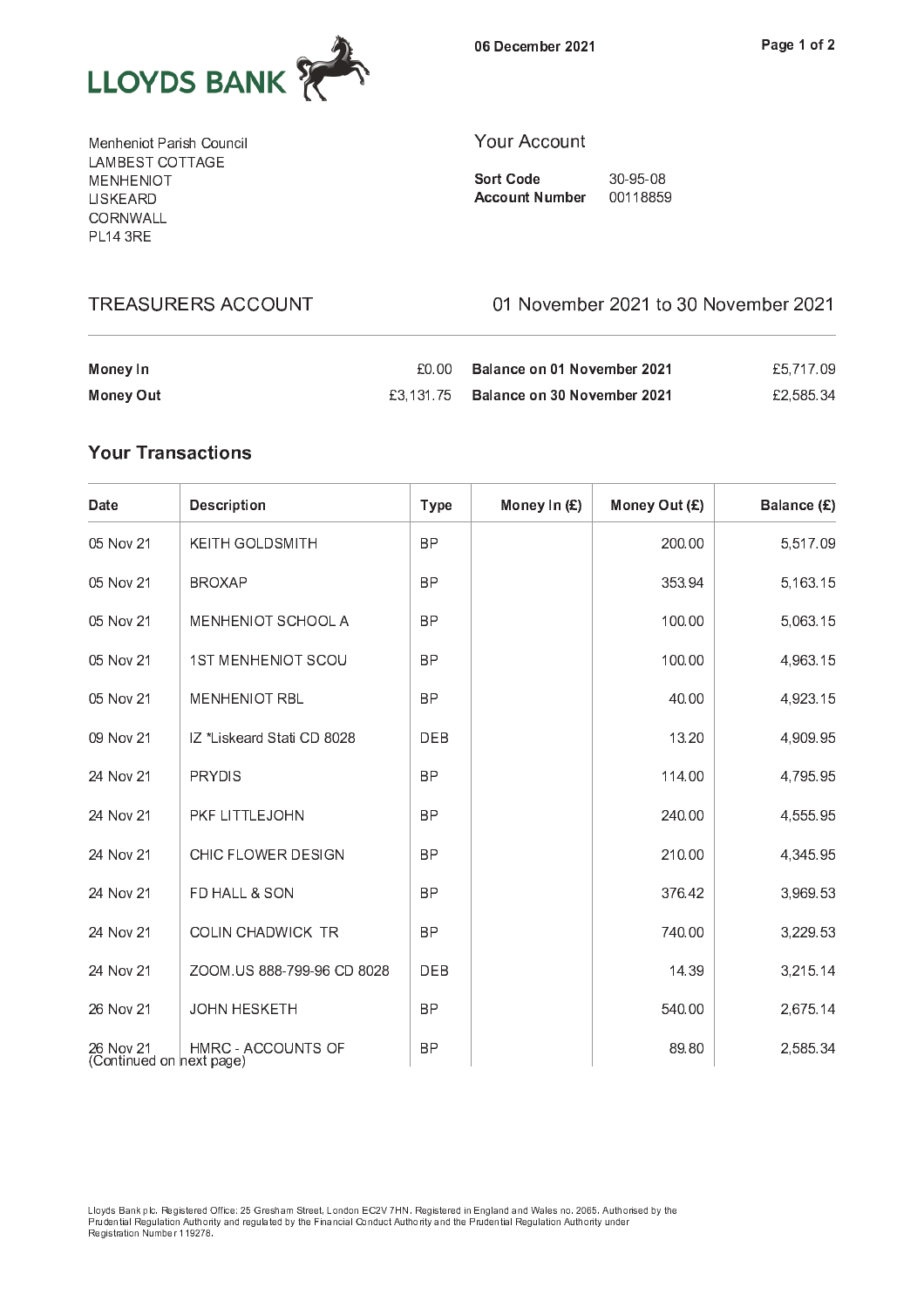LLOYDS BANK

06 December 2021

Menheniot Parish Council
LAMBEST COTTAGE
MENHENIOT
LISKEARD
CORNWALL
PL14 3RE

## Your Account

**Sort Code** 30-95-08
**Account Number** 00118859

## TREASURERS ACCOUNT

01 November 2021 to 30 November 2021

| | | | |
|---|---|---|---|
| **Money In** | £0.00 | **Balance on 01 November 2021** | £5,717.09 |
| **Money Out** | £3,131.75 | **Balance on 30 November 2021** | £2,585.34 |

### Your Transactions

| Date | Description | Type | Money In (£) | Money Out (£) | Balance (£) |
|---|---|---|---|---|---|
| 05 Nov 21 | KEITH GOLDSMITH | BP | | 200.00 | 5,517.09 |
| 05 Nov 21 | BROXAP | BP | | 353.94 | 5,163.15 |
| 05 Nov 21 | MENHENIOT SCHOOL A | BP | | 100.00 | 5,063.15 |
| 05 Nov 21 | 1ST MENHENIOT SCOU | BP | | 100.00 | 4,963.15 |
| 05 Nov 21 | MENHENIOT RBL | BP | | 40.00 | 4,923.15 |
| 09 Nov 21 | IZ *Liskeard Stati CD 8028 | DEB | | 13.20 | 4,909.95 |
| 24 Nov 21 | PRYDIS | BP | | 114.00 | 4,795.95 |
| 24 Nov 21 | PKF LITTLEJOHN | BP | | 240.00 | 4,555.95 |
| 24 Nov 21 | CHIC FLOWER DESIGN | BP | | 210.00 | 4,345.95 |
| 24 Nov 21 | FD HALL & SON | BP | | 376.42 | 3,969.53 |
| 24 Nov 21 | COLIN CHADWICK TR | BP | | 740.00 | 3,229.53 |
| 24 Nov 21 | ZOOM.US 888-799-96 CD 8028 | DEB | | 14.39 | 3,215.14 |
| 26 Nov 21 | JOHN HESKETH | BP | | 540.00 | 2,675.14 |
| 26 Nov 21 | HMRC - ACCOUNTS OF | BP | | 89.80 | 2,585.34 |

(Continued on next page)

Lloyds Bank plc. Registered Office: 25 Gresham Street, London EC2V 7HN. Registered in England and Wales no. 2065. Authorised by the Prudential Regulation Authority and regulated by the Financial Conduct Authority and the Prudential Regulation Authority under Registration Number 119278.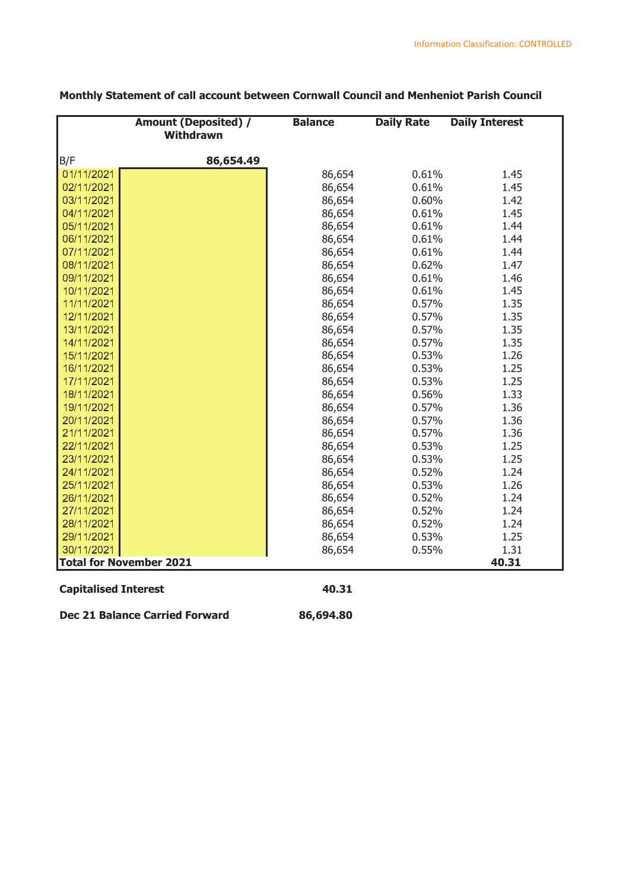Information Classification: CONTROLLED

**Monthly Statement of call account between Cornwall Council and Menheniot Parish Council**

| | Amount (Deposited) / Withdrawn | Balance | Daily Rate | Daily Interest |
|---|---|---|---|---|
| B/F | 86,654.49 | | | |
| 01/11/2021 | | 86,654 | 0.61% | 1.45 |
| 02/11/2021 | | 86,654 | 0.61% | 1.45 |
| 03/11/2021 | | 86,654 | 0.60% | 1.42 |
| 04/11/2021 | | 86,654 | 0.61% | 1.45 |
| 05/11/2021 | | 86,654 | 0.61% | 1.44 |
| 06/11/2021 | | 86,654 | 0.61% | 1.44 |
| 07/11/2021 | | 86,654 | 0.61% | 1.44 |
| 08/11/2021 | | 86,654 | 0.62% | 1.47 |
| 09/11/2021 | | 86,654 | 0.61% | 1.46 |
| 10/11/2021 | | 86,654 | 0.61% | 1.45 |
| 11/11/2021 | | 86,654 | 0.57% | 1.35 |
| 12/11/2021 | | 86,654 | 0.57% | 1.35 |
| 13/11/2021 | | 86,654 | 0.57% | 1.35 |
| 14/11/2021 | | 86,654 | 0.57% | 1.35 |
| 15/11/2021 | | 86,654 | 0.53% | 1.26 |
| 16/11/2021 | | 86,654 | 0.53% | 1.25 |
| 17/11/2021 | | 86,654 | 0.53% | 1.25 |
| 18/11/2021 | | 86,654 | 0.56% | 1.33 |
| 19/11/2021 | | 86,654 | 0.57% | 1.36 |
| 20/11/2021 | | 86,654 | 0.57% | 1.36 |
| 21/11/2021 | | 86,654 | 0.57% | 1.36 |
| 22/11/2021 | | 86,654 | 0.53% | 1.25 |
| 23/11/2021 | | 86,654 | 0.53% | 1.25 |
| 24/11/2021 | | 86,654 | 0.52% | 1.24 |
| 25/11/2021 | | 86,654 | 0.53% | 1.26 |
| 26/11/2021 | | 86,654 | 0.52% | 1.24 |
| 27/11/2021 | | 86,654 | 0.52% | 1.24 |
| 28/11/2021 | | 86,654 | 0.52% | 1.24 |
| 29/11/2021 | | 86,654 | 0.53% | 1.25 |
| 30/11/2021 | | 86,654 | 0.55% | 1.31 |
| **Total for November 2021** | | | | **40.31** |

**Capitalised Interest** **40.31**

**Dec 21 Balance Carried Forward** **86,694.80**